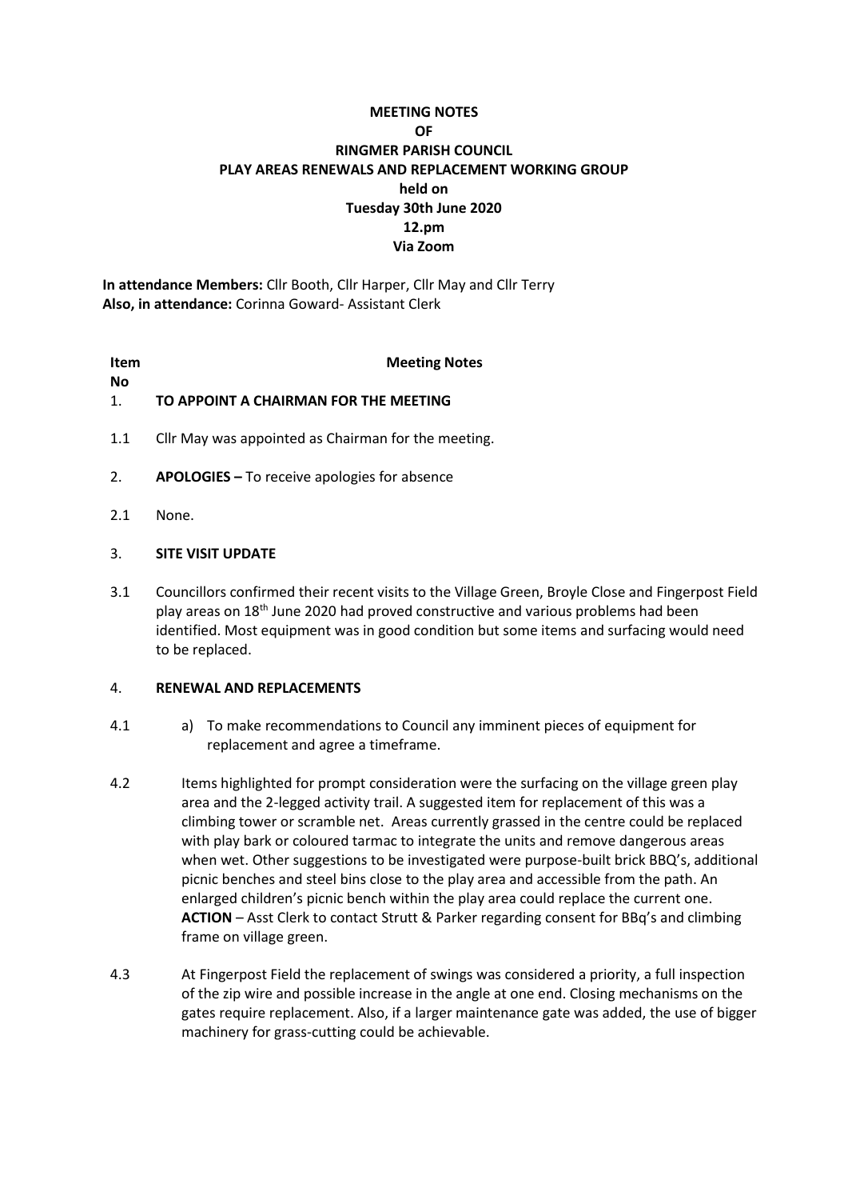**MEETING NOTES**
**OF**
**RINGMER PARISH COUNCIL**
**PLAY AREAS RENEWALS AND REPLACEMENT WORKING GROUP**
**held on**
**Tuesday 30th June 2020**
**12.pm**
**Via Zoom**

**In attendance Members:** Cllr Booth, Cllr Harper, Cllr May and Cllr Terry
**Also, in attendance:** Corinna Goward- Assistant Clerk

**Item No** | **Meeting Notes**

1. **TO APPOINT A CHAIRMAN FOR THE MEETING**

1.1 Cllr May was appointed as Chairman for the meeting.

2. **APOLOGIES –** To receive apologies for absence

2.1 None.

3. **SITE VISIT UPDATE**

3.1 Councillors confirmed their recent visits to the Village Green, Broyle Close and Fingerpost Field play areas on 18th June 2020 had proved constructive and various problems had been identified. Most equipment was in good condition but some items and surfacing would need to be replaced.

4. **RENEWAL AND REPLACEMENTS**

4.1 a) To make recommendations to Council any imminent pieces of equipment for replacement and agree a timeframe.

4.2 Items highlighted for prompt consideration were the surfacing on the village green play area and the 2-legged activity trail. A suggested item for replacement of this was a climbing tower or scramble net. Areas currently grassed in the centre could be replaced with play bark or coloured tarmac to integrate the units and remove dangerous areas when wet. Other suggestions to be investigated were purpose-built brick BBQ's, additional picnic benches and steel bins close to the play area and accessible from the path. An enlarged children's picnic bench within the play area could replace the current one.
**ACTION** – Asst Clerk to contact Strutt & Parker regarding consent for BBq's and climbing frame on village green.

4.3 At Fingerpost Field the replacement of swings was considered a priority, a full inspection of the zip wire and possible increase in the angle at one end. Closing mechanisms on the gates require replacement. Also, if a larger maintenance gate was added, the use of bigger machinery for grass-cutting could be achievable.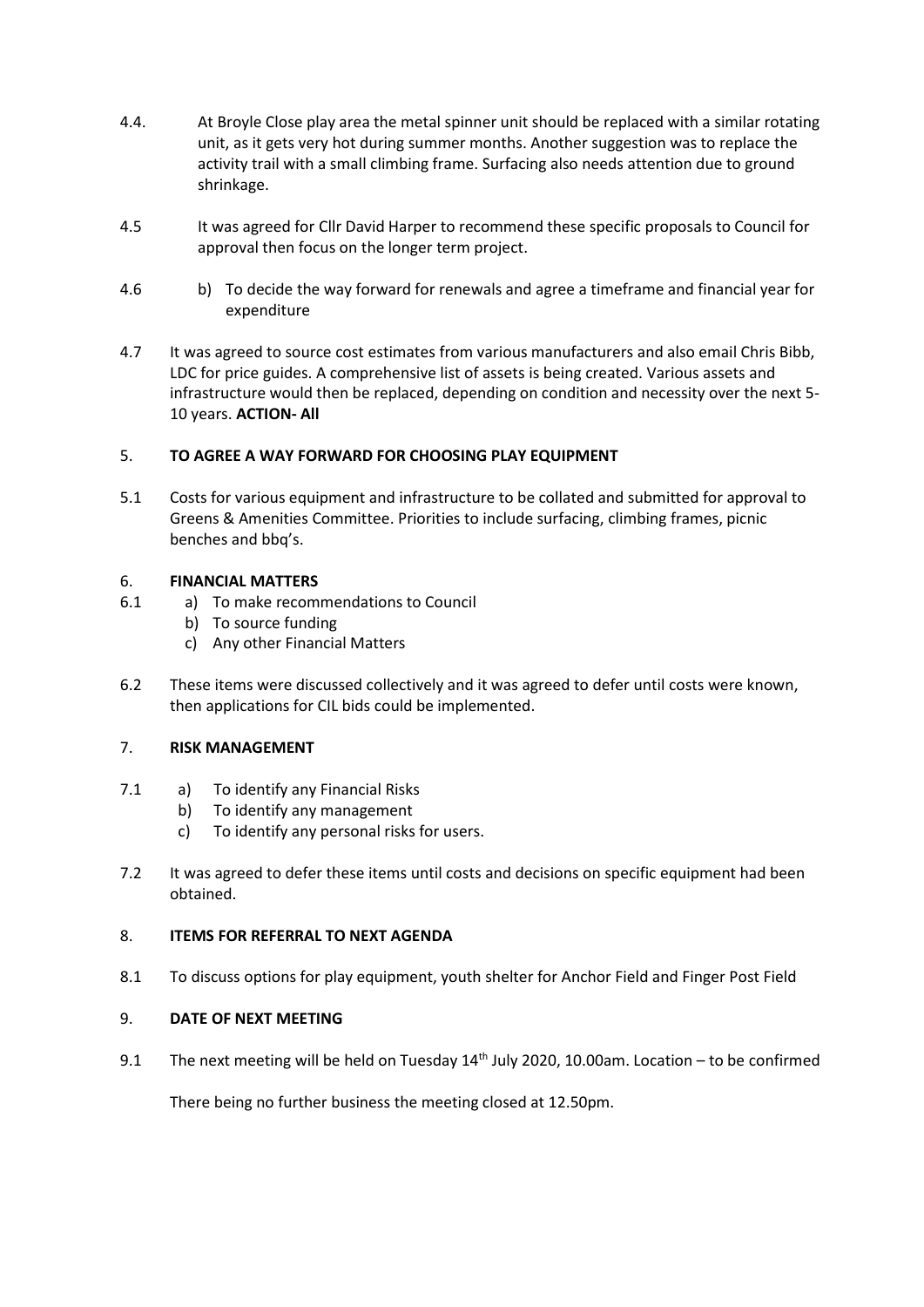4.4. At Broyle Close play area the metal spinner unit should be replaced with a similar rotating unit, as it gets very hot during summer months. Another suggestion was to replace the activity trail with a small climbing frame. Surfacing also needs attention due to ground shrinkage.

4.5 It was agreed for Cllr David Harper to recommend these specific proposals to Council for approval then focus on the longer term project.

4.6 b) To decide the way forward for renewals and agree a timeframe and financial year for expenditure

4.7 It was agreed to source cost estimates from various manufacturers and also email Chris Bibb, LDC for price guides. A comprehensive list of assets is being created. Various assets and infrastructure would then be replaced, depending on condition and necessity over the next 5-10 years. **ACTION- All**

5. **TO AGREE A WAY FORWARD FOR CHOOSING PLAY EQUIPMENT**

5.1 Costs for various equipment and infrastructure to be collated and submitted for approval to Greens & Amenities Committee. Priorities to include surfacing, climbing frames, picnic benches and bbq's.

6. **FINANCIAL MATTERS**

6.1 a) To make recommendations to Council
b) To source funding
c) Any other Financial Matters

6.2 These items were discussed collectively and it was agreed to defer until costs were known, then applications for CIL bids could be implemented.

7. **RISK MANAGEMENT**

7.1 a) To identify any Financial Risks
b) To identify any management
c) To identify any personal risks for users.

7.2 It was agreed to defer these items until costs and decisions on specific equipment had been obtained.

8. **ITEMS FOR REFERRAL TO NEXT AGENDA**

8.1 To discuss options for play equipment, youth shelter for Anchor Field and Finger Post Field

9. **DATE OF NEXT MEETING**

9.1 The next meeting will be held on Tuesday 14th July 2020, 10.00am. Location – to be confirmed

There being no further business the meeting closed at 12.50pm.